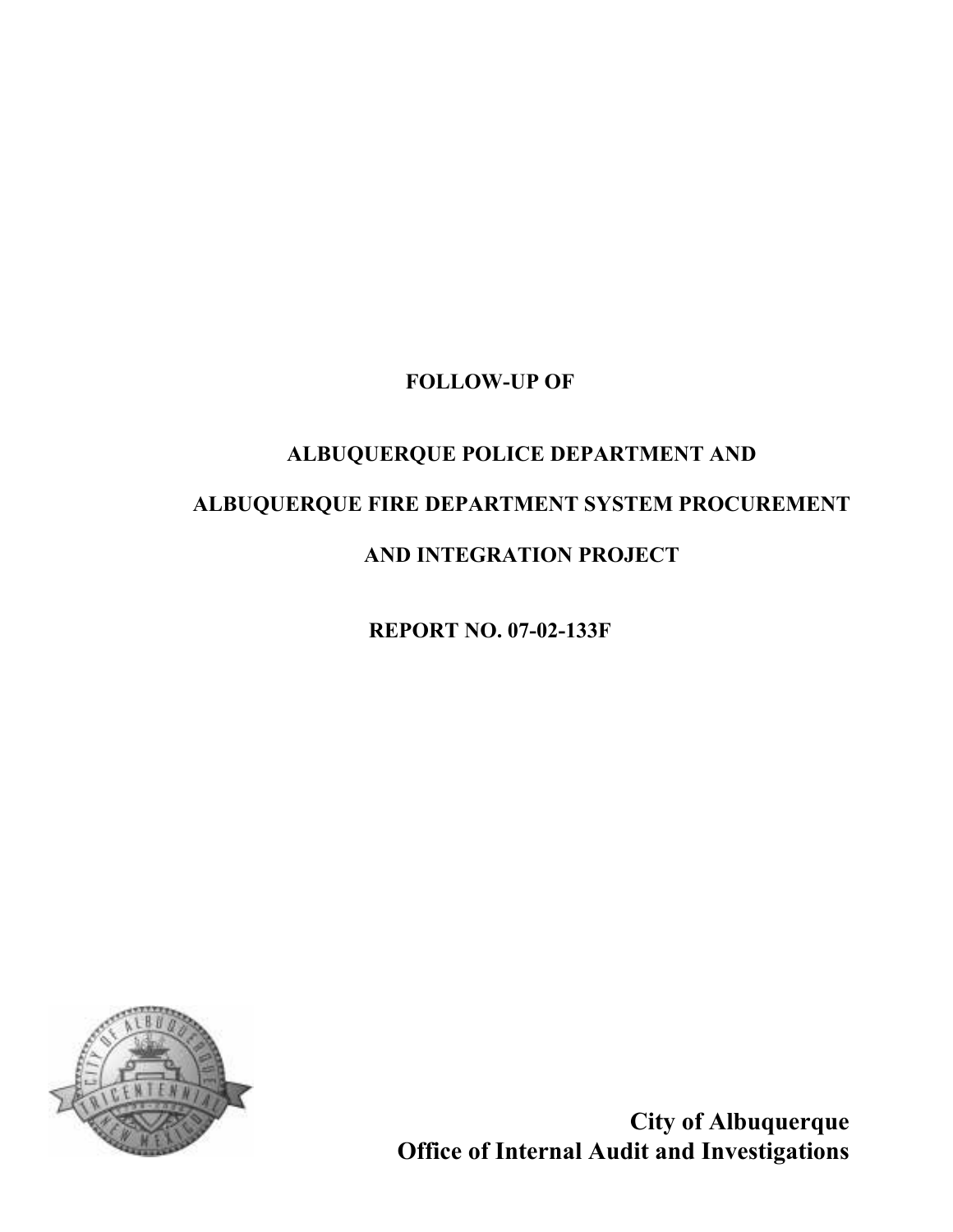# FOLLOW-UP OF

# ALBUQUERQUE POLICE DEPARTMENT AND ALBUQUERQUE FIRE DEPARTMENT SYSTEM PROCUREMENT AND INTEGRATION PROJECT

**REPORT NO. 07-02-133F**

**City of Albuquerque**
**Office of Internal Audit and Investigations**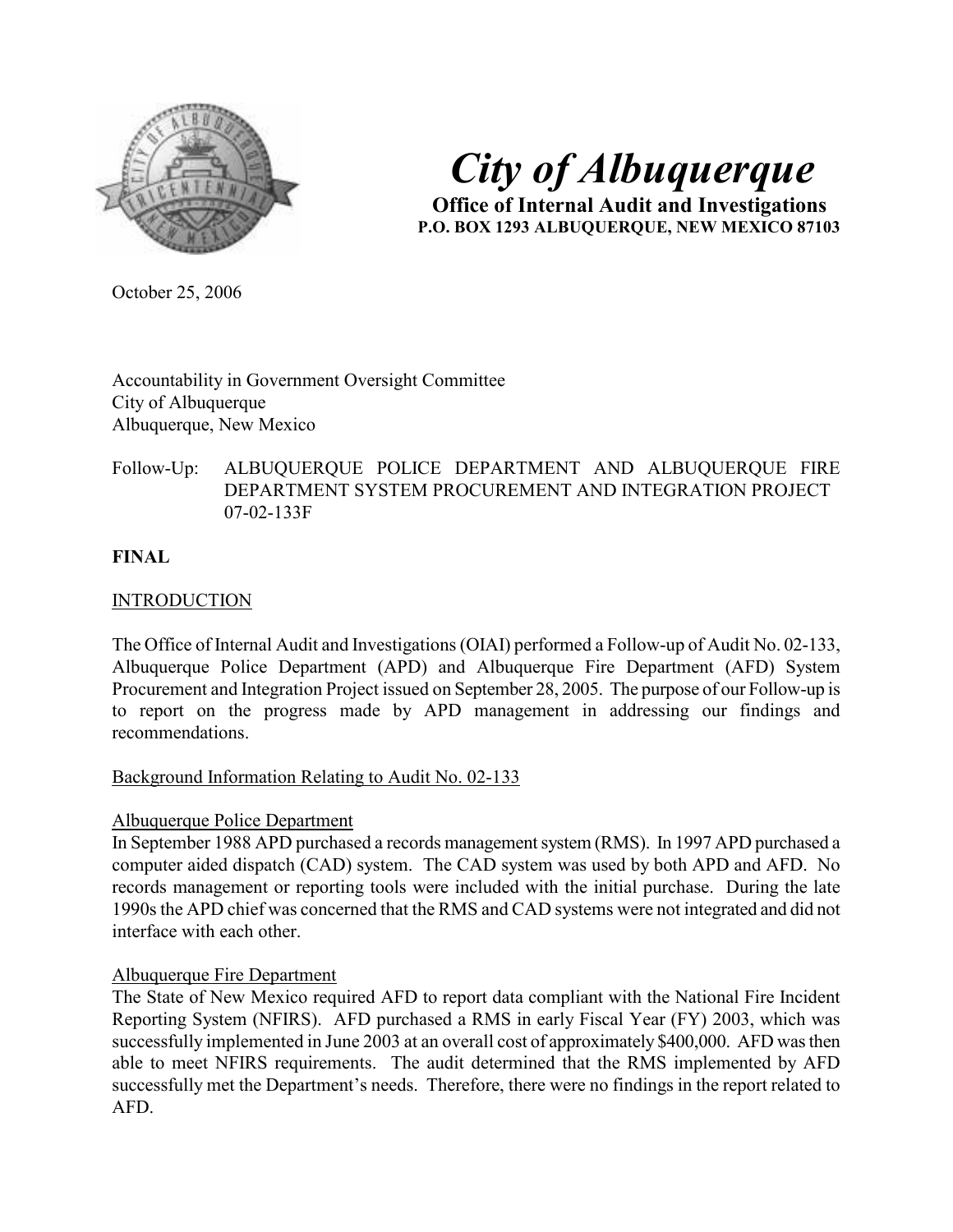# City of Albuquerque

**Office of Internal Audit and Investigations**
**P.O. BOX 1293 ALBUQUERQUE, NEW MEXICO 87103**

October 25, 2006

Accountability in Government Oversight Committee
City of Albuquerque
Albuquerque, New Mexico

Follow-Up: ALBUQUERQUE POLICE DEPARTMENT AND ALBUQUERQUE FIRE DEPARTMENT SYSTEM PROCUREMENT AND INTEGRATION PROJECT 07-02-133F

**FINAL**

## INTRODUCTION

The Office of Internal Audit and Investigations (OIAI) performed a Follow-up of Audit No. 02-133, Albuquerque Police Department (APD) and Albuquerque Fire Department (AFD) System Procurement and Integration Project issued on September 28, 2005. The purpose of our Follow-up is to report on the progress made by APD management in addressing our findings and recommendations.

### Background Information Relating to Audit No. 02-133

#### Albuquerque Police Department

In September 1988 APD purchased a records management system (RMS). In 1997 APD purchased a computer aided dispatch (CAD) system. The CAD system was used by both APD and AFD. No records management or reporting tools were included with the initial purchase. During the late 1990s the APD chief was concerned that the RMS and CAD systems were not integrated and did not interface with each other.

#### Albuquerque Fire Department

The State of New Mexico required AFD to report data compliant with the National Fire Incident Reporting System (NFIRS). AFD purchased a RMS in early Fiscal Year (FY) 2003, which was successfully implemented in June 2003 at an overall cost of approximately $400,000. AFD was then able to meet NFIRS requirements. The audit determined that the RMS implemented by AFD successfully met the Department's needs. Therefore, there were no findings in the report related to AFD.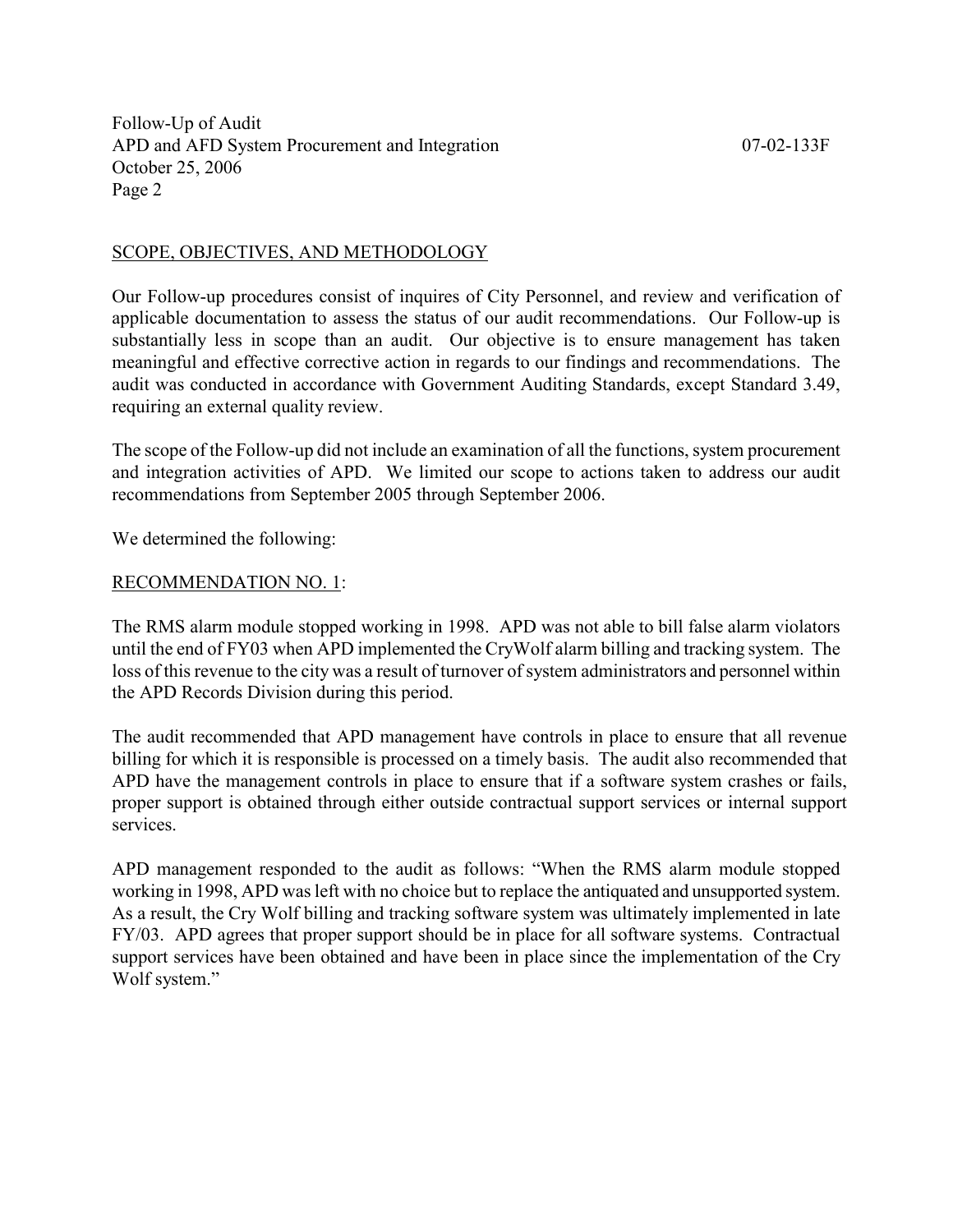## SCOPE, OBJECTIVES, AND METHODOLOGY

Our Follow-up procedures consist of inquires of City Personnel, and review and verification of applicable documentation to assess the status of our audit recommendations. Our Follow-up is substantially less in scope than an audit. Our objective is to ensure management has taken meaningful and effective corrective action in regards to our findings and recommendations. The audit was conducted in accordance with Government Auditing Standards, except Standard 3.49, requiring an external quality review.

The scope of the Follow-up did not include an examination of all the functions, system procurement and integration activities of APD. We limited our scope to actions taken to address our audit recommendations from September 2005 through September 2006.

We determined the following:

### RECOMMENDATION NO. 1:

The RMS alarm module stopped working in 1998. APD was not able to bill false alarm violators until the end of FY03 when APD implemented the CryWolf alarm billing and tracking system. The loss of this revenue to the city was a result of turnover of system administrators and personnel within the APD Records Division during this period.

The audit recommended that APD management have controls in place to ensure that all revenue billing for which it is responsible is processed on a timely basis. The audit also recommended that APD have the management controls in place to ensure that if a software system crashes or fails, proper support is obtained through either outside contractual support services or internal support services.

APD management responded to the audit as follows: "When the RMS alarm module stopped working in 1998, APD was left with no choice but to replace the antiquated and unsupported system. As a result, the Cry Wolf billing and tracking software system was ultimately implemented in late FY/03. APD agrees that proper support should be in place for all software systems. Contractual support services have been obtained and have been in place since the implementation of the Cry Wolf system."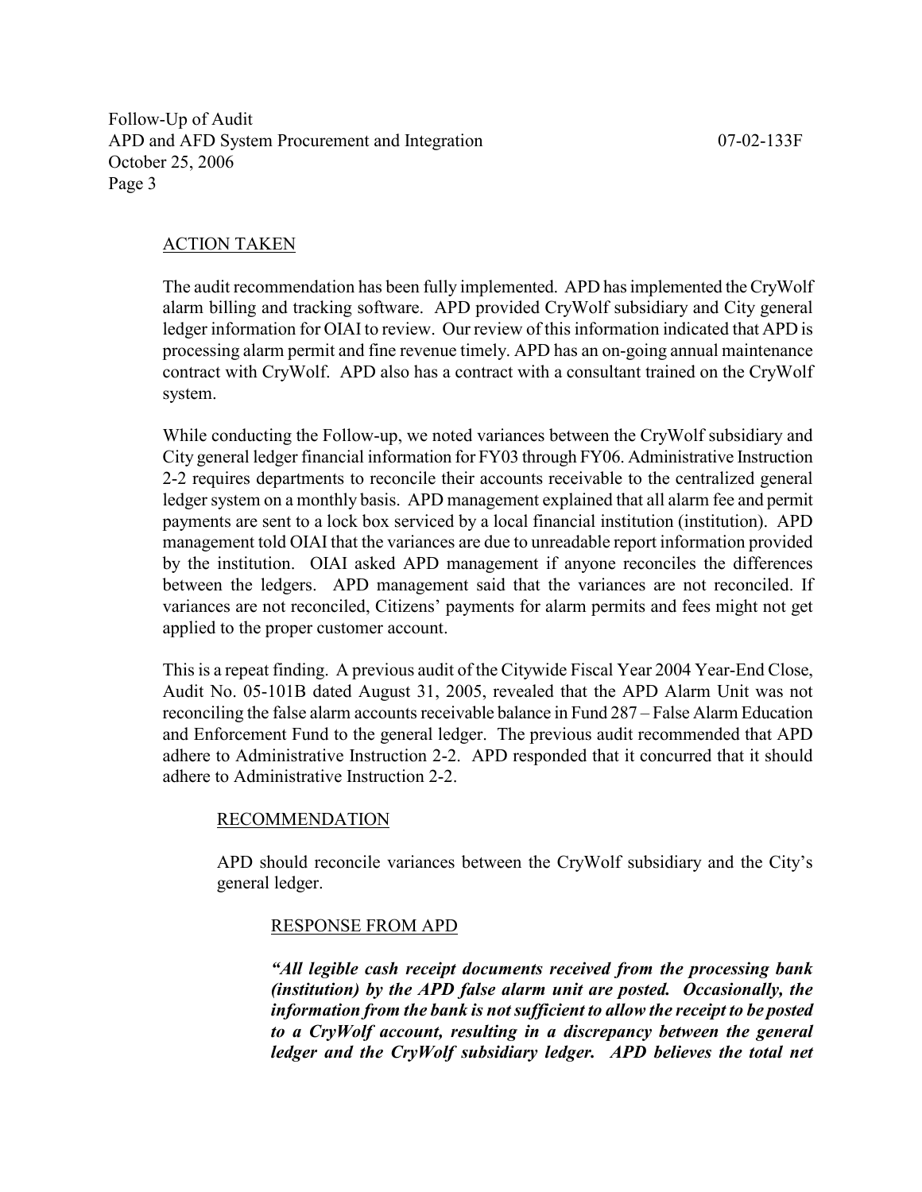## ACTION TAKEN

The audit recommendation has been fully implemented. APD has implemented the CryWolf alarm billing and tracking software. APD provided CryWolf subsidiary and City general ledger information for OIAI to review. Our review of this information indicated that APD is processing alarm permit and fine revenue timely. APD has an on-going annual maintenance contract with CryWolf. APD also has a contract with a consultant trained on the CryWolf system.

While conducting the Follow-up, we noted variances between the CryWolf subsidiary and City general ledger financial information for FY03 through FY06. Administrative Instruction 2-2 requires departments to reconcile their accounts receivable to the centralized general ledger system on a monthly basis. APD management explained that all alarm fee and permit payments are sent to a lock box serviced by a local financial institution (institution). APD management told OIAI that the variances are due to unreadable report information provided by the institution. OIAI asked APD management if anyone reconciles the differences between the ledgers. APD management said that the variances are not reconciled. If variances are not reconciled, Citizens' payments for alarm permits and fees might not get applied to the proper customer account.

This is a repeat finding. A previous audit of the Citywide Fiscal Year 2004 Year-End Close, Audit No. 05-101B dated August 31, 2005, revealed that the APD Alarm Unit was not reconciling the false alarm accounts receivable balance in Fund 287 – False Alarm Education and Enforcement Fund to the general ledger. The previous audit recommended that APD adhere to Administrative Instruction 2-2. APD responded that it concurred that it should adhere to Administrative Instruction 2-2.

### RECOMMENDATION

APD should reconcile variances between the CryWolf subsidiary and the City's general ledger.

#### RESPONSE FROM APD

***"All legible cash receipt documents received from the processing bank (institution) by the APD false alarm unit are posted. Occasionally, the information from the bank is not sufficient to allow the receipt to be posted to a CryWolf account, resulting in a discrepancy between the general ledger and the CryWolf subsidiary ledger. APD believes the total net***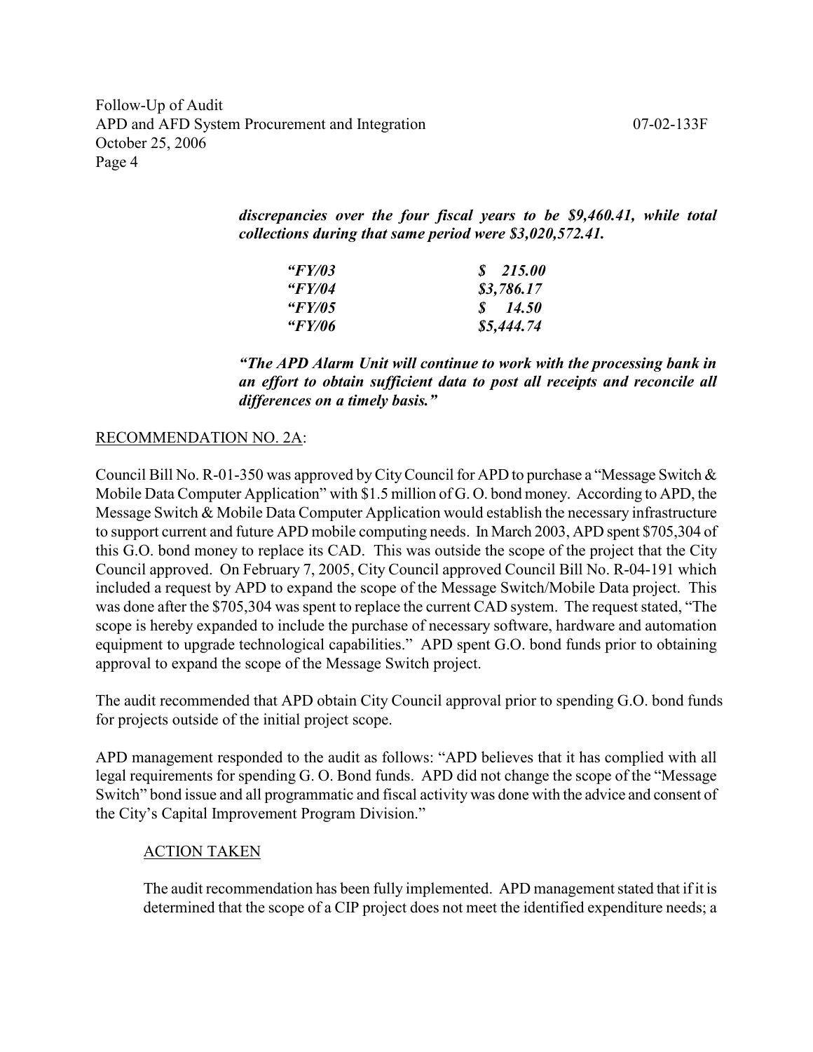***discrepancies over the four fiscal years to be $9,460.41, while total collections during that same period were $3,020,572.41.***

| | |
|---|---|
| ***"FY/03*** | ***$ 215.00*** |
| ***"FY/04*** | ***$3,786.17*** |
| ***"FY/05*** | ***$ 14.50*** |
| ***"FY/06*** | ***$5,444.74*** |

***"The APD Alarm Unit will continue to work with the processing bank in an effort to obtain sufficient data to post all receipts and reconcile all differences on a timely basis."***

RECOMMENDATION NO. 2A:

Council Bill No. R-01-350 was approved by City Council for APD to purchase a "Message Switch & Mobile Data Computer Application" with $1.5 million of G. O. bond money. According to APD, the Message Switch & Mobile Data Computer Application would establish the necessary infrastructure to support current and future APD mobile computing needs. In March 2003, APD spent $705,304 of this G.O. bond money to replace its CAD. This was outside the scope of the project that the City Council approved. On February 7, 2005, City Council approved Council Bill No. R-04-191 which included a request by APD to expand the scope of the Message Switch/Mobile Data project. This was done after the $705,304 was spent to replace the current CAD system. The request stated, "The scope is hereby expanded to include the purchase of necessary software, hardware and automation equipment to upgrade technological capabilities." APD spent G.O. bond funds prior to obtaining approval to expand the scope of the Message Switch project.

The audit recommended that APD obtain City Council approval prior to spending G.O. bond funds for projects outside of the initial project scope.

APD management responded to the audit as follows: "APD believes that it has complied with all legal requirements for spending G. O. Bond funds. APD did not change the scope of the "Message Switch" bond issue and all programmatic and fiscal activity was done with the advice and consent of the City's Capital Improvement Program Division."

ACTION TAKEN

The audit recommendation has been fully implemented. APD management stated that if it is determined that the scope of a CIP project does not meet the identified expenditure needs; a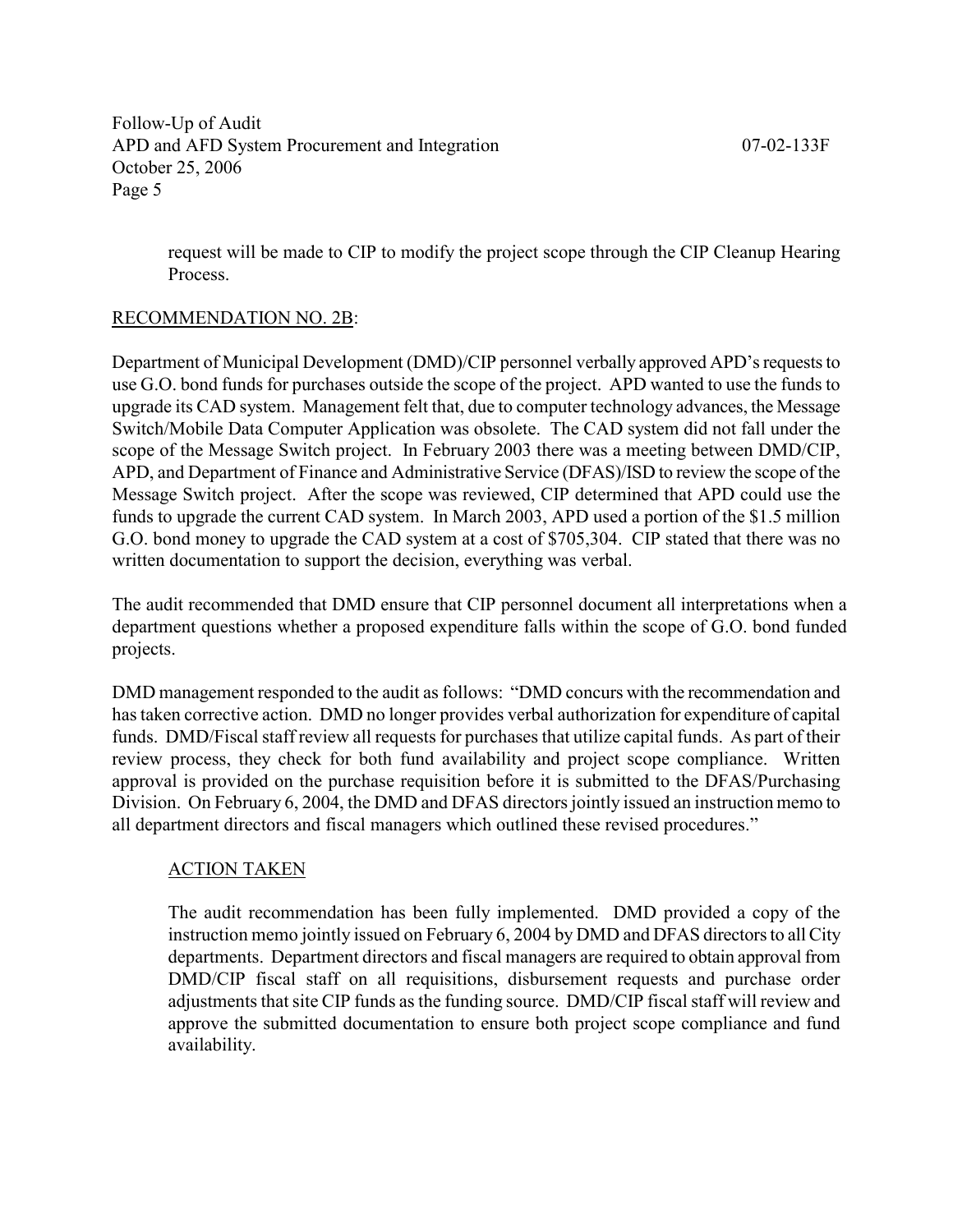request will be made to CIP to modify the project scope through the CIP Cleanup Hearing Process.

RECOMMENDATION NO. 2B:

Department of Municipal Development (DMD)/CIP personnel verbally approved APD's requests to use G.O. bond funds for purchases outside the scope of the project. APD wanted to use the funds to upgrade its CAD system. Management felt that, due to computer technology advances, the Message Switch/Mobile Data Computer Application was obsolete. The CAD system did not fall under the scope of the Message Switch project. In February 2003 there was a meeting between DMD/CIP, APD, and Department of Finance and Administrative Service (DFAS)/ISD to review the scope of the Message Switch project. After the scope was reviewed, CIP determined that APD could use the funds to upgrade the current CAD system. In March 2003, APD used a portion of the $1.5 million G.O. bond money to upgrade the CAD system at a cost of $705,304. CIP stated that there was no written documentation to support the decision, everything was verbal.

The audit recommended that DMD ensure that CIP personnel document all interpretations when a department questions whether a proposed expenditure falls within the scope of G.O. bond funded projects.

DMD management responded to the audit as follows: "DMD concurs with the recommendation and has taken corrective action. DMD no longer provides verbal authorization for expenditure of capital funds. DMD/Fiscal staff review all requests for purchases that utilize capital funds. As part of their review process, they check for both fund availability and project scope compliance. Written approval is provided on the purchase requisition before it is submitted to the DFAS/Purchasing Division. On February 6, 2004, the DMD and DFAS directors jointly issued an instruction memo to all department directors and fiscal managers which outlined these revised procedures."

ACTION TAKEN

The audit recommendation has been fully implemented. DMD provided a copy of the instruction memo jointly issued on February 6, 2004 by DMD and DFAS directors to all City departments. Department directors and fiscal managers are required to obtain approval from DMD/CIP fiscal staff on all requisitions, disbursement requests and purchase order adjustments that site CIP funds as the funding source. DMD/CIP fiscal staff will review and approve the submitted documentation to ensure both project scope compliance and fund availability.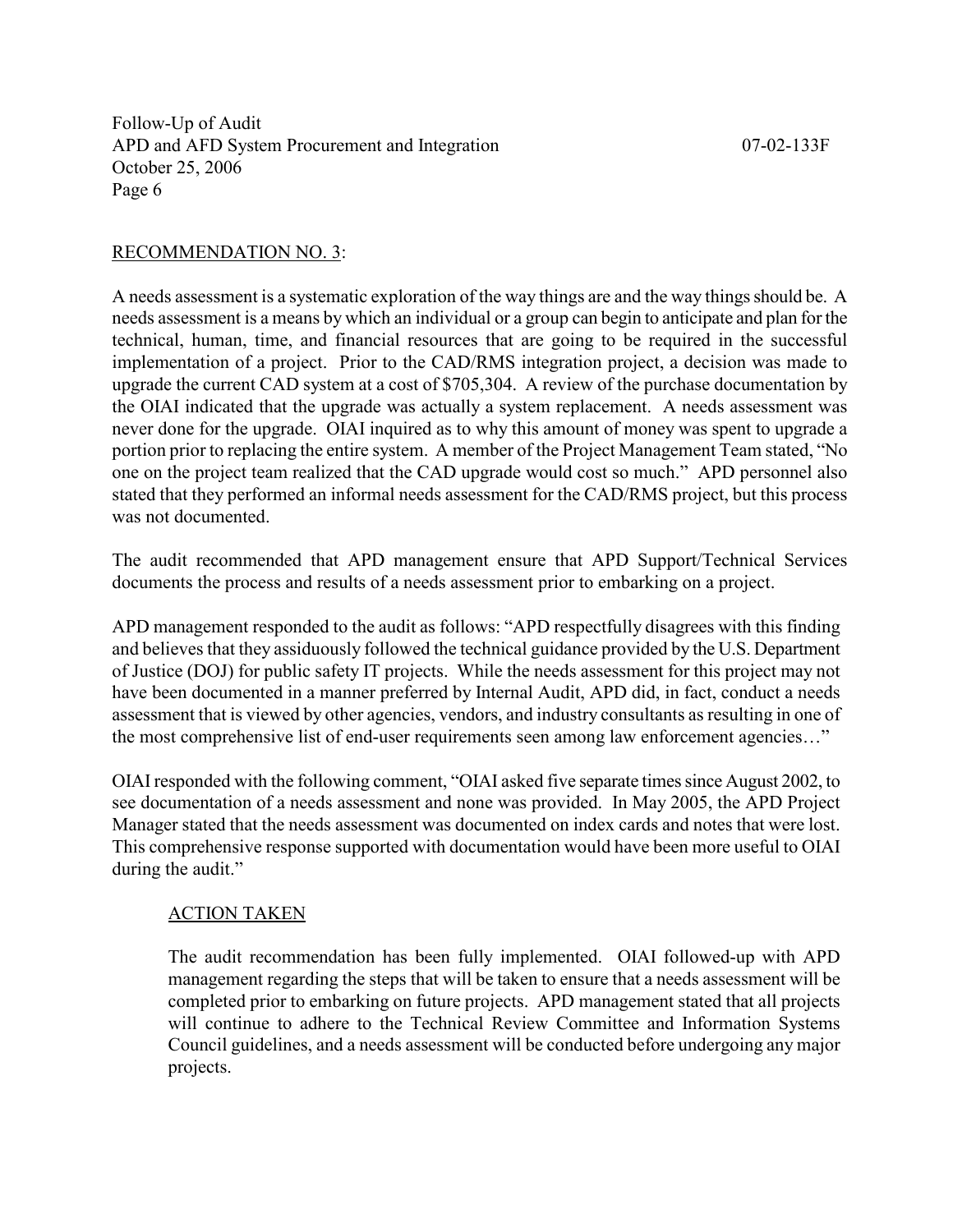RECOMMENDATION NO. 3:

A needs assessment is a systematic exploration of the way things are and the way things should be. A needs assessment is a means by which an individual or a group can begin to anticipate and plan for the technical, human, time, and financial resources that are going to be required in the successful implementation of a project. Prior to the CAD/RMS integration project, a decision was made to upgrade the current CAD system at a cost of $705,304. A review of the purchase documentation by the OIAI indicated that the upgrade was actually a system replacement. A needs assessment was never done for the upgrade. OIAI inquired as to why this amount of money was spent to upgrade a portion prior to replacing the entire system. A member of the Project Management Team stated, "No one on the project team realized that the CAD upgrade would cost so much." APD personnel also stated that they performed an informal needs assessment for the CAD/RMS project, but this process was not documented.

The audit recommended that APD management ensure that APD Support/Technical Services documents the process and results of a needs assessment prior to embarking on a project.

APD management responded to the audit as follows: "APD respectfully disagrees with this finding and believes that they assiduously followed the technical guidance provided by the U.S. Department of Justice (DOJ) for public safety IT projects. While the needs assessment for this project may not have been documented in a manner preferred by Internal Audit, APD did, in fact, conduct a needs assessment that is viewed by other agencies, vendors, and industry consultants as resulting in one of the most comprehensive list of end-user requirements seen among law enforcement agencies…"

OIAI responded with the following comment, "OIAI asked five separate times since August 2002, to see documentation of a needs assessment and none was provided. In May 2005, the APD Project Manager stated that the needs assessment was documented on index cards and notes that were lost. This comprehensive response supported with documentation would have been more useful to OIAI during the audit."

ACTION TAKEN

The audit recommendation has been fully implemented. OIAI followed-up with APD management regarding the steps that will be taken to ensure that a needs assessment will be completed prior to embarking on future projects. APD management stated that all projects will continue to adhere to the Technical Review Committee and Information Systems Council guidelines, and a needs assessment will be conducted before undergoing any major projects.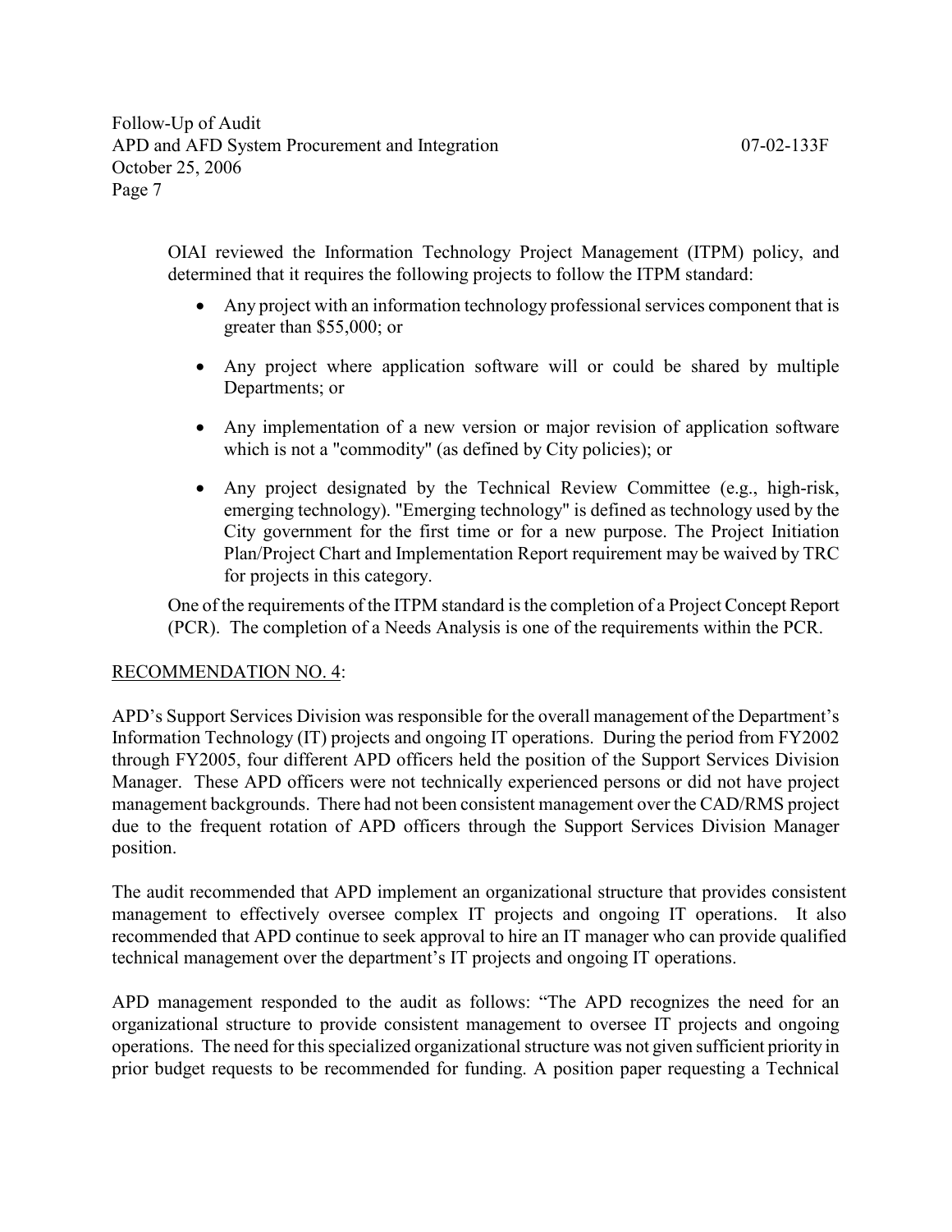OIAI reviewed the Information Technology Project Management (ITPM) policy, and determined that it requires the following projects to follow the ITPM standard:

- Any project with an information technology professional services component that is greater than $55,000; or
- Any project where application software will or could be shared by multiple Departments; or
- Any implementation of a new version or major revision of application software which is not a "commodity" (as defined by City policies); or
- Any project designated by the Technical Review Committee (e.g., high-risk, emerging technology). "Emerging technology" is defined as technology used by the City government for the first time or for a new purpose. The Project Initiation Plan/Project Chart and Implementation Report requirement may be waived by TRC for projects in this category.

One of the requirements of the ITPM standard is the completion of a Project Concept Report (PCR). The completion of a Needs Analysis is one of the requirements within the PCR.

RECOMMENDATION NO. 4:

APD's Support Services Division was responsible for the overall management of the Department's Information Technology (IT) projects and ongoing IT operations. During the period from FY2002 through FY2005, four different APD officers held the position of the Support Services Division Manager. These APD officers were not technically experienced persons or did not have project management backgrounds. There had not been consistent management over the CAD/RMS project due to the frequent rotation of APD officers through the Support Services Division Manager position.

The audit recommended that APD implement an organizational structure that provides consistent management to effectively oversee complex IT projects and ongoing IT operations. It also recommended that APD continue to seek approval to hire an IT manager who can provide qualified technical management over the department's IT projects and ongoing IT operations.

APD management responded to the audit as follows: "The APD recognizes the need for an organizational structure to provide consistent management to oversee IT projects and ongoing operations. The need for this specialized organizational structure was not given sufficient priority in prior budget requests to be recommended for funding. A position paper requesting a Technical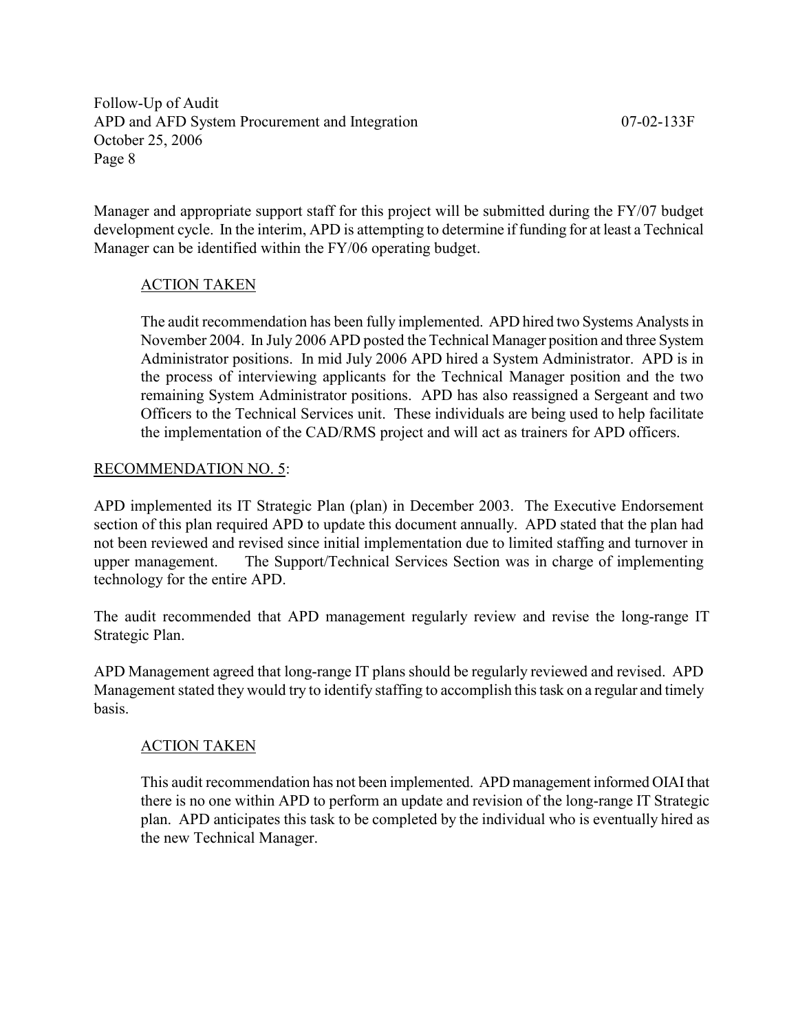Manager and appropriate support staff for this project will be submitted during the FY/07 budget development cycle. In the interim, APD is attempting to determine if funding for at least a Technical Manager can be identified within the FY/06 operating budget.

> ACTION TAKEN
>
> The audit recommendation has been fully implemented. APD hired two Systems Analysts in November 2004. In July 2006 APD posted the Technical Manager position and three System Administrator positions. In mid July 2006 APD hired a System Administrator. APD is in the process of interviewing applicants for the Technical Manager position and the two remaining System Administrator positions. APD has also reassigned a Sergeant and two Officers to the Technical Services unit. These individuals are being used to help facilitate the implementation of the CAD/RMS project and will act as trainers for APD officers.

RECOMMENDATION NO. 5:

APD implemented its IT Strategic Plan (plan) in December 2003. The Executive Endorsement section of this plan required APD to update this document annually. APD stated that the plan had not been reviewed and revised since initial implementation due to limited staffing and turnover in upper management. The Support/Technical Services Section was in charge of implementing technology for the entire APD.

The audit recommended that APD management regularly review and revise the long-range IT Strategic Plan.

APD Management agreed that long-range IT plans should be regularly reviewed and revised. APD Management stated they would try to identify staffing to accomplish this task on a regular and timely basis.

> ACTION TAKEN
>
> This audit recommendation has not been implemented. APD management informed OIAI that there is no one within APD to perform an update and revision of the long-range IT Strategic plan. APD anticipates this task to be completed by the individual who is eventually hired as the new Technical Manager.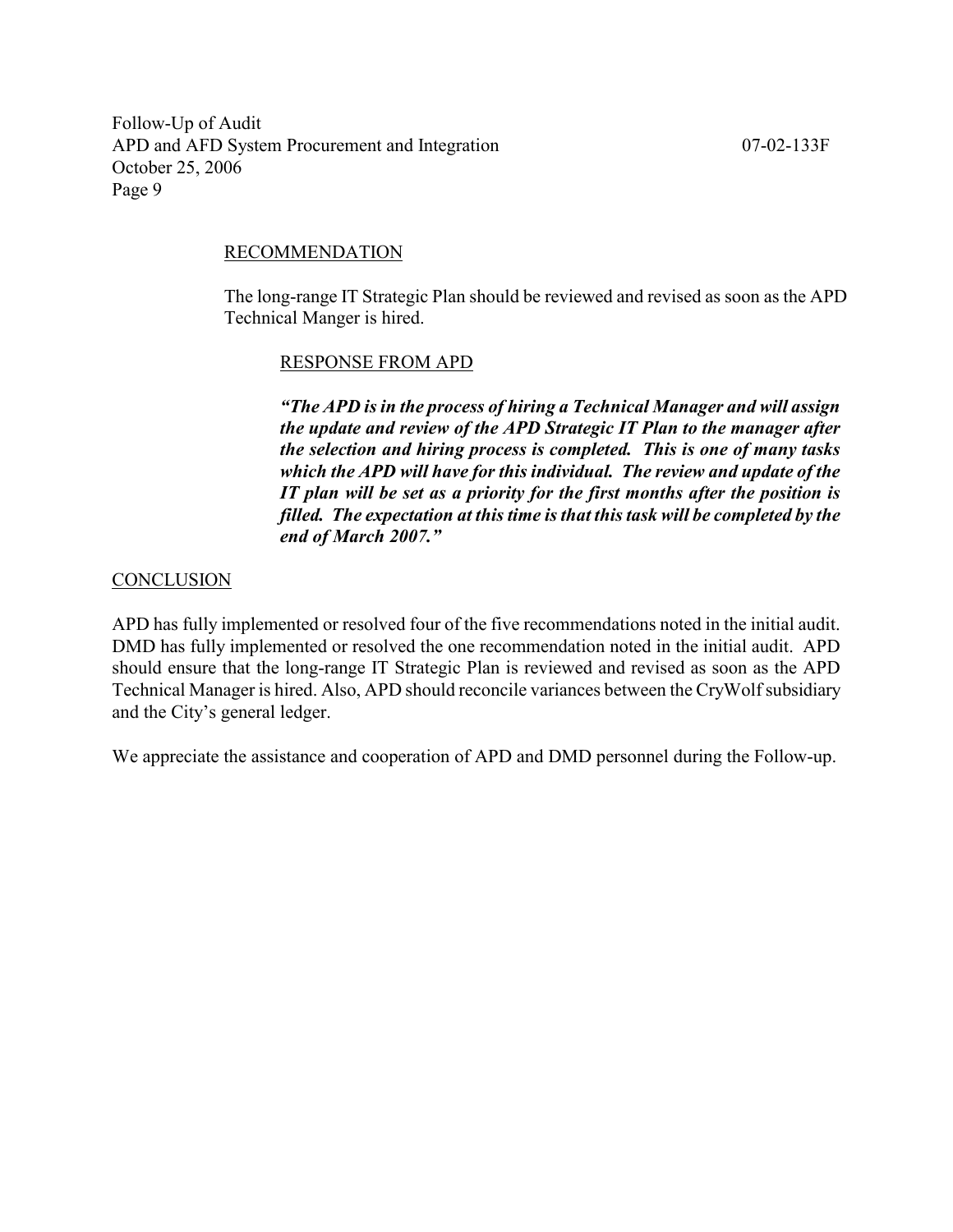RECOMMENDATION

The long-range IT Strategic Plan should be reviewed and revised as soon as the APD Technical Manger is hired.

RESPONSE FROM APD

***"The APD is in the process of hiring a Technical Manager and will assign the update and review of the APD Strategic IT Plan to the manager after the selection and hiring process is completed. This is one of many tasks which the APD will have for this individual. The review and update of the IT plan will be set as a priority for the first months after the position is filled. The expectation at this time is that this task will be completed by the end of March 2007."***

CONCLUSION

APD has fully implemented or resolved four of the five recommendations noted in the initial audit. DMD has fully implemented or resolved the one recommendation noted in the initial audit. APD should ensure that the long-range IT Strategic Plan is reviewed and revised as soon as the APD Technical Manager is hired. Also, APD should reconcile variances between the CryWolf subsidiary and the City's general ledger.

We appreciate the assistance and cooperation of APD and DMD personnel during the Follow-up.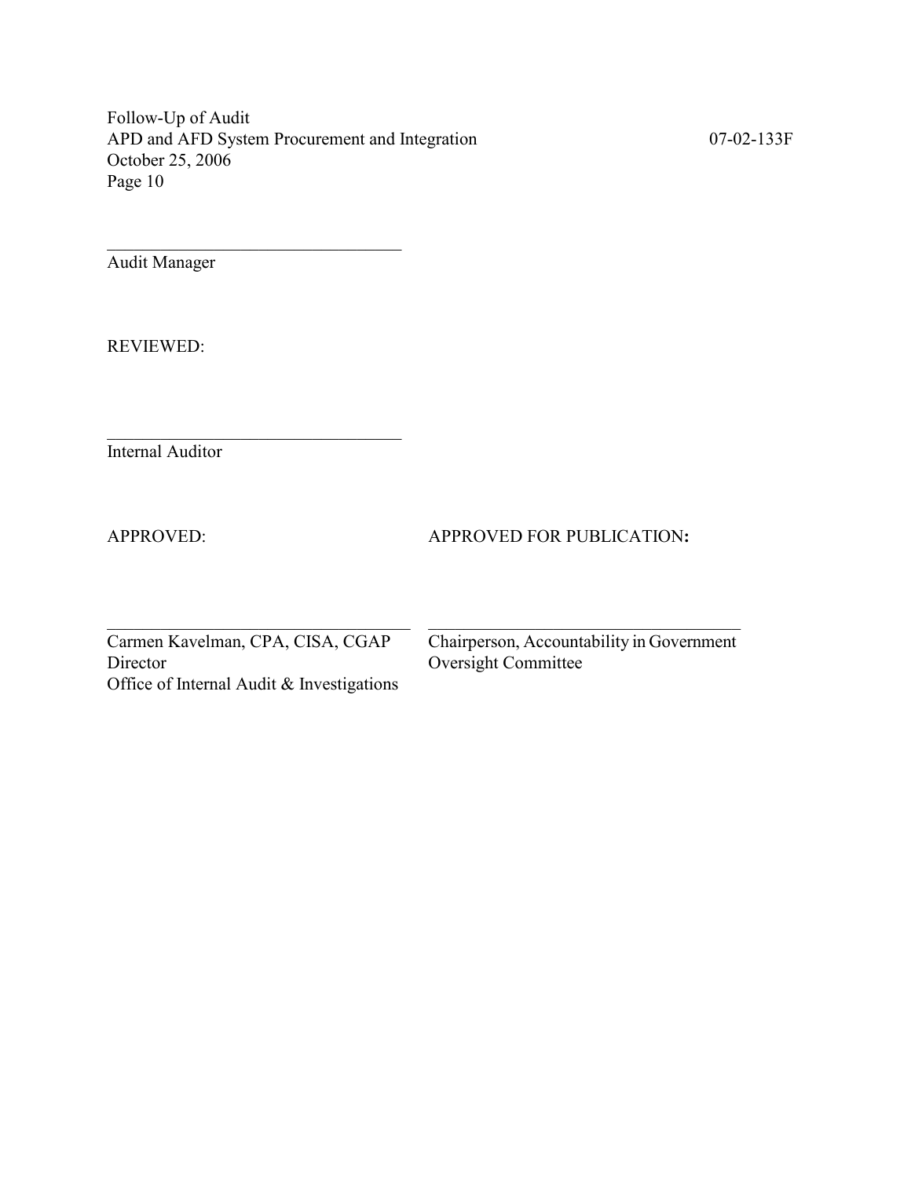\_\_\_\_\_\_\_\_\_\_\_\_\_\_\_\_\_\_\_\_\_\_\_\_\_\_\_\_\_\_\_\_\_\_

Audit Manager

REVIEWED:

\_\_\_\_\_\_\_\_\_\_\_\_\_\_\_\_\_\_\_\_\_\_\_\_\_\_\_\_\_\_\_\_\_\_

Internal Auditor

| APPROVED: | APPROVED FOR PUBLICATION**:** |
|---|---|
| \_\_\_\_\_\_\_\_\_\_\_\_\_\_\_\_\_\_\_\_\_\_\_\_\_\_\_\_\_\_\_\_\_\_ | \_\_\_\_\_\_\_\_\_\_\_\_\_\_\_\_\_\_\_\_\_\_\_\_\_\_\_\_\_\_\_\_\_\_ |
| Carmen Kavelman, CPA, CISA, CGAP<br>Director<br>Office of Internal Audit & Investigations | Chairperson, Accountability in Government Oversight Committee |